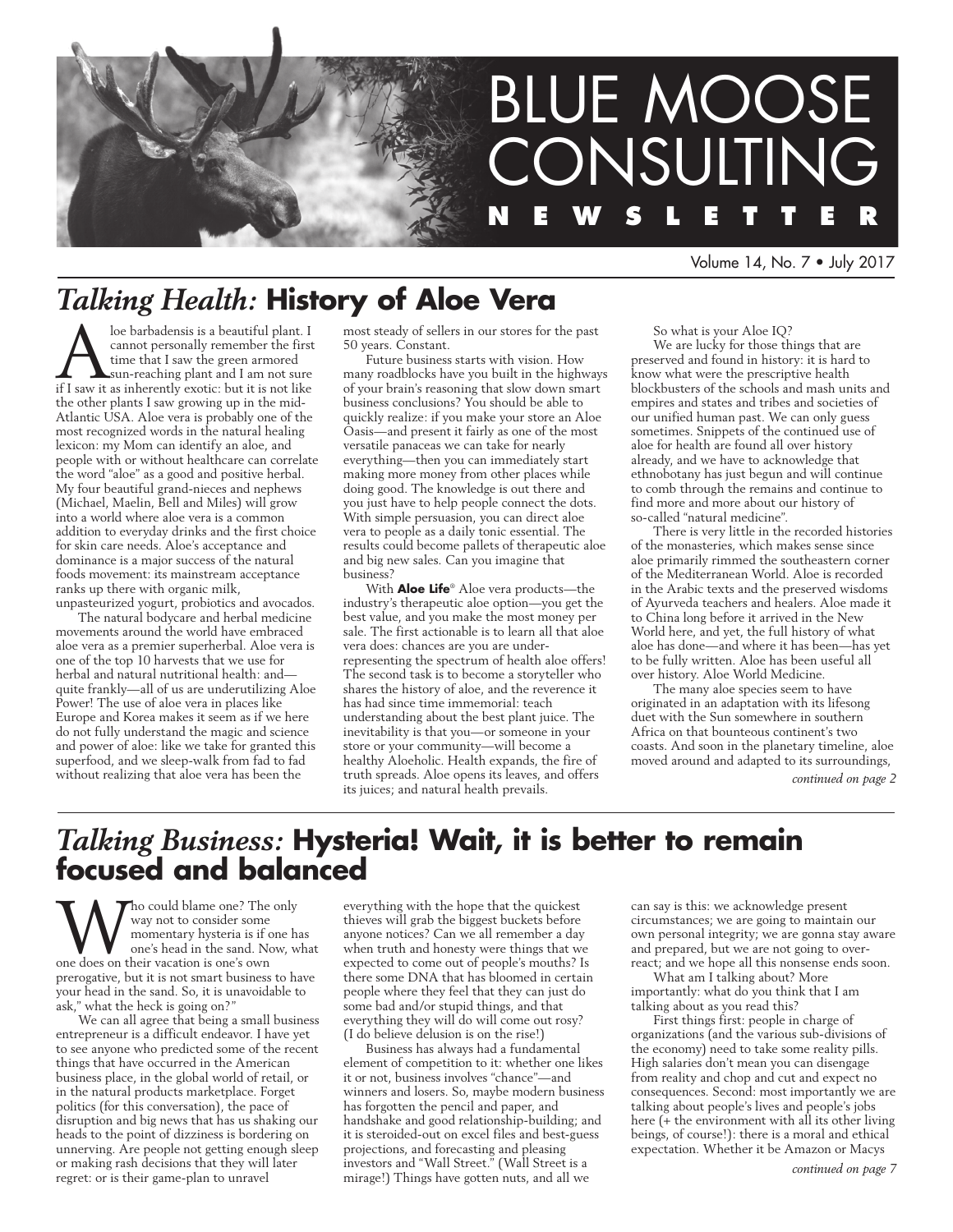# BLUE MOOSE CONSULTING NEWSLETTER

Volume 14, No. 7 • July 2017

## *Talking Health:* History of Aloe Vera

Aloe barbadensis is a beautiful plant. I cannot personally remember the first time that I saw the green armored sun-reaching plant and I am not sure if I saw it as inherently exotic: but it is not like the other plants I saw growing up in the mid-Atlantic USA. Aloe vera is probably one of the most recognized words in the natural healing lexicon: my Mom can identify an aloe, and people with or without healthcare can correlate the word "aloe" as a good and positive herbal. My four beautiful grand-nieces and nephews (Michael, Maelin, Bell and Miles) will grow into a world where aloe vera is a common addition to everyday drinks and the first choice for skin care needs. Aloe's acceptance and dominance is a major success of the natural foods movement: its mainstream acceptance ranks up there with organic milk, unpasteurized yogurt, probiotics and avocados.

The natural bodycare and herbal medicine movements around the world have embraced aloe vera as a premier superherbal. Aloe vera is one of the top 10 harvests that we use for herbal and natural nutritional health: and—quite frankly—all of us are underutilizing Aloe Power! The use of aloe vera in places like Europe and Korea makes it seem as if we here do not fully understand the magic and science and power of aloe: like we take for granted this superfood, and we sleep-walk from fad to fad without realizing that aloe vera has been the most steady of sellers in our stores for the past 50 years. Constant.

Future business starts with vision. How many roadblocks have you built in the highways of your brain's reasoning that slow down smart business conclusions? You should be able to quickly realize: if you make your store an Aloe Oasis—and present it fairly as one of the most versatile panaceas we can take for nearly everything—then you can immediately start making more money from other places while doing good. The knowledge is out there and you just have to help people connect the dots. With simple persuasion, you can direct aloe vera to people as a daily tonic essential. The results could become pallets of therapeutic aloe and big new sales. Can you imagine that business?

With **Aloe Life**® Aloe vera products—the industry's therapeutic aloe option—you get the best value, and you make the most money per sale. The first actionable is to learn all that aloe vera does: chances are you are under-representing the spectrum of health aloe offers! The second task is to become a storyteller who shares the history of aloe, and the reverence it has had since time immemorial: teach understanding about the best plant juice. The inevitability is that you—or someone in your store or your community—will become a healthy Aloeholic. Health expands, the fire of truth spreads. Aloe opens its leaves, and offers its juices; and natural health prevails.

So what is your Aloe IQ?

We are lucky for those things that are preserved and found in history: it is hard to know what were the prescriptive health blockbusters of the schools and mash units and empires and states and tribes and societies of our unified human past. We can only guess sometimes. Snippets of the continued use of aloe for health are found all over history already, and we have to acknowledge that ethnobotany has just begun and will continue to comb through the remains and continue to find more and more about our history of so-called "natural medicine".

There is very little in the recorded histories of the monasteries, which makes sense since aloe primarily rimmed the southeastern corner of the Mediterranean World. Aloe is recorded in the Arabic texts and the preserved wisdoms of Ayurveda teachers and healers. Aloe made it to China long before it arrived in the New World here, and yet, the full history of what aloe has done—and where it has been—has yet to be fully written. Aloe has been useful all over history. Aloe World Medicine.

The many aloe species seem to have originated in an adaptation with its lifesong duet with the Sun somewhere in southern Africa on that bounteous continent's two coasts. And soon in the planetary timeline, aloe moved around and adapted to its surroundings,

*continued on page 2*

## *Talking Business:* Hysteria! Wait, it is better to remain focused and balanced

Who could blame one? The only way not to consider some momentary hysteria is if one has one's head in the sand. Now, what one does on their vacation is one's own prerogative, but it is not smart business to have your head in the sand. So, it is unavoidable to ask," what the heck is going on?"

We can all agree that being a small business entrepreneur is a difficult endeavor. I have yet to see anyone who predicted some of the recent things that have occurred in the American business place, in the global world of retail, or in the natural products marketplace. Forget politics (for this conversation), the pace of disruption and big news that has us shaking our heads to the point of dizziness is bordering on unnerving. Are people not getting enough sleep or making rash decisions that they will later regret: or is their game-plan to unravel everything with the hope that the quickest thieves will grab the biggest buckets before anyone notices? Can we all remember a day when truth and honesty were things that we expected to come out of people's mouths? Is there some DNA that has bloomed in certain people where they feel that they can just do some bad and/or stupid things, and that everything they will do will come out rosy? (I do believe delusion is on the rise!)

Business has always had a fundamental element of competition to it: whether one likes it or not, business involves "chance"—and winners and losers. So, maybe modern business has forgotten the pencil and paper, and handshake and good relationship-building; and it is steroided-out on excel files and best-guess projections, and forecasting and pleasing investors and "Wall Street." (Wall Street is a mirage!) Things have gotten nuts, and all we can say is this: we acknowledge present circumstances; we are going to maintain our own personal integrity; we are gonna stay aware and prepared, but we are not going to over-react; and we hope all this nonsense ends soon.

What am I talking about? More importantly: what do you think that I am talking about as you read this?

First things first: people in charge of organizations (and the various sub-divisions of the economy) need to take some reality pills. High salaries don't mean you can disengage from reality and chop and cut and expect no consequences. Second: most importantly we are talking about people's lives and people's jobs here (+ the environment with all its other living beings, of course!): there is a moral and ethical expectation. Whether it be Amazon or Macys

*continued on page 7*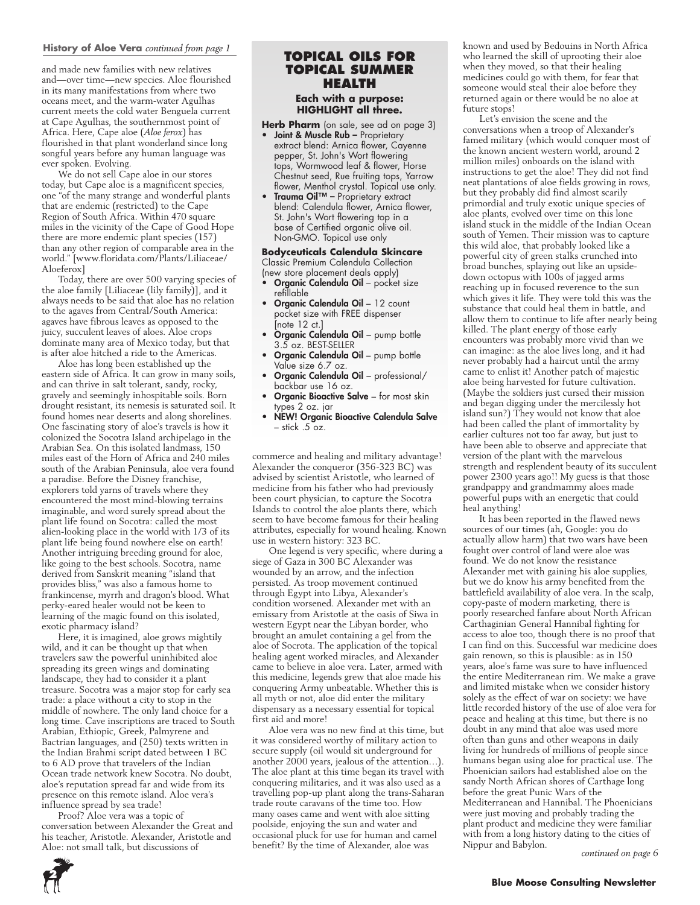## History of Aloe Vera *continued from page 1*

and made new families with new relatives and—over time—new species. Aloe flourished in its many manifestations from where two oceans meet, and the warm-water Agulhas current meets the cold water Benguela current at Cape Agulhas, the southernmost point of Africa. Here, Cape aloe (*Aloe ferox*) has flourished in that plant wonderland since long songful years before any human language was ever spoken. Evolving.

We do not sell Cape aloe in our stores today, but Cape aloe is a magnificent species, one "of the many strange and wonderful plants that are endemic (restricted) to the Cape Region of South Africa. Within 470 square miles in the vicinity of the Cape of Good Hope there are more endemic plant species (157) than any other region of comparable area in the world." [www.floridata.com/Plants/Liliaceae/Aloeferox]

Today, there are over 500 varying species of the aloe family [Liliaceae (lily family)], and it always needs to be said that aloe has no relation to the agaves from Central/South America: agaves have fibrous leaves as opposed to the juicy, succulent leaves of aloes. Aloe crops dominate many area of Mexico today, but that is after aloe hitched a ride to the Americas.

Aloe has long been established up the eastern side of Africa. It can grow in many soils, and can thrive in salt tolerant, sandy, rocky, gravely and seemingly inhospitable soils. Born drought resistant, its nemesis is saturated soil. It found homes near deserts and along shorelines. One fascinating story of aloe's travels is how it colonized the Socotra Island archipelago in the Arabian Sea. On this isolated landmass, 150 miles east of the Horn of Africa and 240 miles south of the Arabian Peninsula, aloe vera found a paradise. Before the Disney franchise, explorers told yarns of travels where they encountered the most mind-blowing terrains imaginable, and word surely spread about the plant life found on Socotra: called the most alien-looking place in the world with 1/3 of its plant life being found nowhere else on earth! Another intriguing breeding ground for aloe, like going to the best schools. Socotra, name derived from Sanskrit meaning "island that provides bliss," was also a famous home to frankincense, myrrh and dragon's blood. What perky-eared healer would not be keen to learning of the magic found on this isolated, exotic pharmacy island?

Here, it is imagined, aloe grows mightily wild, and it can be thought up that when travelers saw the powerful uninhibited aloe spreading its green wings and dominating landscape, they had to consider it a plant treasure. Socotra was a major stop for early sea trade: a place without a city to stop in the middle of nowhere. The only land choice for a long time. Cave inscriptions are traced to South Arabian, Ethiopic, Greek, Palmyrene and Bactrian languages, and (250) texts written in the Indian Brahmi script dated between 1 BC to 6 AD prove that travelers of the Indian Ocean trade network knew Socotra. No doubt, aloe's reputation spread far and wide from its presence on this remote island. Aloe vera's influence spread by sea trade!

Proof? Aloe vera was a topic of conversation between Alexander the Great and his teacher, Aristotle. Alexander, Aristotle and Aloe: not small talk, but discussions of commerce and healing and military advantage! Alexander the conqueror (356-323 BC) was advised by scientist Aristotle, who learned of medicine from his father who had previously been court physician, to capture the Socotra Islands to control the aloe plants there, which seem to have become famous for their healing attributes, especially for wound healing. Known use in western history: 323 BC.

One legend is very specific, where during a siege of Gaza in 300 BC Alexander was wounded by an arrow, and the infection persisted. As troop movement continued through Egypt into Libya, Alexander's condition worsened. Alexander met with an emissary from Aristotle at the oasis of Siwa in western Egypt near the Libyan border, who brought an amulet containing a gel from the aloe of Socrota. The application of the topical healing agent worked miracles, and Alexander came to believe in aloe vera. Later, armed with this medicine, legends grew that aloe made his conquering Army unbeatable. Whether this is all myth or not, aloe did enter the military dispensary as a necessary essential for topical first aid and more!

Aloe vera was no new find at this time, but it was considered worthy of military action to secure supply (oil would sit underground for another 2000 years, jealous of the attention…). The aloe plant at this time began its travel with conquering militaries, and it was also used as a travelling pop-up plant along the trans-Saharan trade route caravans of the time too. How many oases came and went with aloe sitting poolside, enjoying the sun and water and occasional pluck for use for human and camel benefit? By the time of Alexander, aloe was known and used by Bedouins in North Africa who learned the skill of uprooting their aloe when they moved, so that their healing medicines could go with them, for fear that someone would steal their aloe before they returned again or there would be no aloe at future stops!

Let's envision the scene and the conversations when a troop of Alexander's famed military (which would conquer most of the known ancient western world, around 2 million miles) onboards on the island with instructions to get the aloe! They did not find neat plantations of aloe fields growing in rows, but they probably did find almost scarily primordial and truly exotic unique species of aloe plants, evolved over time on this lone island stuck in the middle of the Indian Ocean south of Yemen. Their mission was to capture this wild aloe, that probably looked like a powerful city of green stalks crunched into broad bunches, splaying out like an upside-down octopus with 100s of jagged arms reaching up in focused reverence to the sun which gives it life. They were told this was the substance that could heal them in battle, and allow them to continue to life after nearly being killed. The plant energy of those early encounters was probably more vivid than we can imagine: as the aloe lives long, and it had never probably had a haircut until the army came to enlist it! Another patch of majestic aloe being harvested for future cultivation. (Maybe the soldiers just cursed their mission and began digging under the mercilessly hot island sun?) They would not know that aloe had been called the plant of immortality by earlier cultures not too far away, but just to have been able to observe and appreciate that version of the plant with the marvelous strength and resplendent beauty of its succulent power 2300 years ago!! My guess is that those grandpappy and grandmammy aloes made powerful pups with an energetic that could heal anything!

It has been reported in the flawed news sources of our times (ah, Google: you do actually allow harm) that two wars have been fought over control of land were aloe was found. We do not know the resistance Alexander met with gaining his aloe supplies, but we do know his army benefited from the battlefield availability of aloe vera. In the scalp, copy-paste of modern marketing, there is poorly researched fanfare about North African Carthaginian General Hannibal fighting for access to aloe too, though there is no proof that I can find on this. Successful war medicine does gain renown, so this is plausible: as in 150 years, aloe's fame was sure to have influenced the entire Mediterranean rim. We make a grave and limited mistake when we consider history solely as the effect of war on society: we have little recorded history of the use of aloe vera for peace and healing at this time, but there is no doubt in any mind that aloe was used more often than guns and other weapons in daily living for hundreds of millions of people since humans began using aloe for practical use. The Phoenician sailors had established aloe on the sandy North African shores of Carthage long before the great Punic Wars of the Mediterranean and Hannibal. The Phoenicians were just moving and probably trading the plant product and medicine they were familiar with from a long history dating to the cities of Nippur and Babylon.

*continued on page 6*

---

## TOPICAL OILS FOR TOPICAL SUMMER HEALTH

**Each with a purpose: HIGHLIGHT all three.**

**Herb Pharm** (on sale, see ad on page 3)

- **Joint & Muscle Rub –** Proprietary extract blend: Arnica flower, Cayenne pepper, St. John's Wort flowering tops, Wormwood leaf & flower, Horse Chestnut seed, Rue fruiting tops, Yarrow flower, Menthol crystal. Topical use only.
- **Trauma Oil™ –** Proprietary extract blend: Calendula flower, Arnica flower, St. John's Wort flowering top in a base of Certified organic olive oil. Non-GMO. Topical use only

**Bodyceuticals Calendula Skincare**
Classic Premium Calendula Collection (new store placement deals apply)

- **Organic Calendula Oil** – pocket size refillable
- **Organic Calendula Oil** – 12 count pocket size with FREE dispenser [note 12 ct.]
- **Organic Calendula Oil** – pump bottle 3.5 oz. BEST-SELLER
- **Organic Calendula Oil** – pump bottle Value size 6.7 oz.
- **Organic Calendula Oil** – professional/backbar use 16 oz.
- **Organic Bioactive Salve** – for most skin types 2 oz. jar
- **NEW! Organic Bioactive Calendula Salve** – stick .5 oz.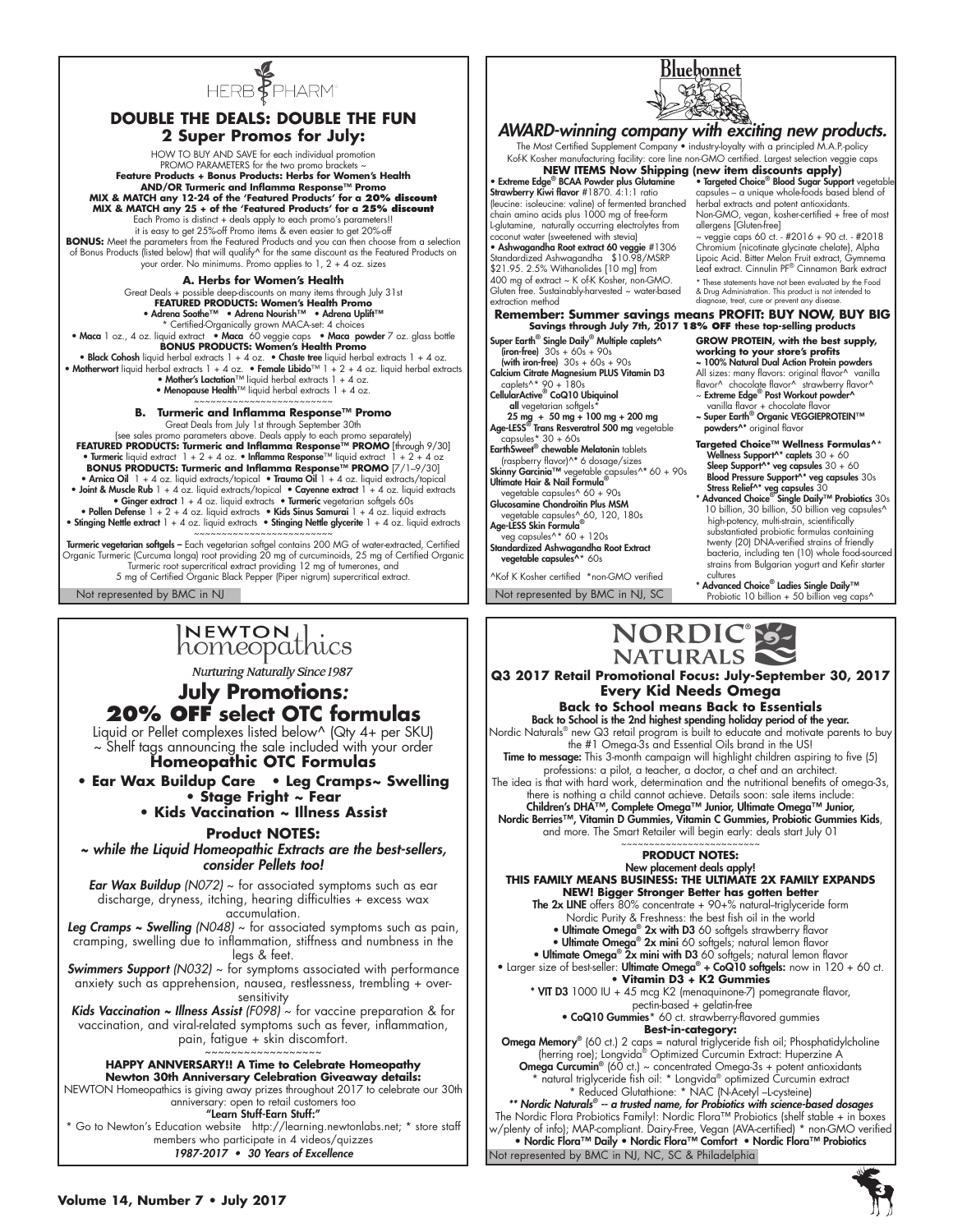# HERB PHARM

## DOUBLE THE DEALS: DOUBLE THE FUN
## 2 Super Promos for July:

HOW TO BUY AND SAVE for each individual promotion
PROMO PARAMETERS for the two promo brackets ~
**Feature Products + Bonus Products: Herbs for Women's Health AND/OR Turmeric and Inflamma Response™ Promo**
**MIX & MATCH any 12-24 of the 'Featured Products' for a 20% discount**
**MIX & MATCH any 25 + of the 'Featured Products' for a 25% discount**
Each Promo is distinct + deals apply to each promo's parameters!!
it is easy to get 25%-off Promo items & even easier to get 20%-off

**BONUS:** Meet the parameters from the Featured Products and you can then choose from a selection of Bonus Products (listed below) that will qualify^ for the same discount as the Featured Products on your order. No minimums. Promo applies to 1, 2 + 4 oz. sizes

### A. Herbs for Women's Health

Great Deals + possible deep-discounts on many items through July 31st
**FEATURED PRODUCTS: Women's Health Promo**
• Adrena Soothe™ • Adrena Nourish™ • Adrena Uplift™
* Certified-Organically grown MACA-set: 4 choices
• **Maca** 1 oz., 4 oz. liquid extract • **Maca** 60 veggie caps • **Maca powder** 7 oz. glass bottle
**BONUS PRODUCTS: Women's Health Promo**
• **Black Cohosh** liquid herbal extracts 1 + 4 oz. • **Chaste tree** liquid herbal extracts 1 + 4 oz.
• **Motherwort** liquid herbal extracts 1 + 4 oz. • **Female Libido**™ 1 + 2 + 4 oz. liquid herbal extracts
• **Mother's Lactation**™ liquid herbal extracts 1 + 4 oz.
• **Menopause Health**™ liquid herbal extracts 1 + 4 oz.

### B. Turmeric and Inflamma Response™ Promo

Great Deals from July 1st through September 30th
(see sales promo parameters above. Deals apply to each promo separately)
**FEATURED PRODUCTS: Turmeric and Inflamma Response™ PROMO** [through 9/30]
• **Turmeric** liquid extract 1 + 2 + 4 oz. • **Inflamma Response**™ liquid extract 1 + 2 + 4 oz
**BONUS PRODUCTS: Turmeric and Inflamma Response™ PROMO** [7/1–9/30]
• **Arnica Oil** 1 + 4 oz. liquid extracts/topical • **Trauma Oil** 1 + 4 oz. liquid extracts/topical
• **Joint & Muscle Rub** 1 + 4 oz. liquid extracts/topical • **Cayenne extract** 1 + 4 oz. liquid extracts
• **Ginger extract** 1 + 4 oz. liquid extracts • **Turmeric** vegetarian softgels 60s
• **Pollen Defense** 1 + 2 + 4 oz. liquid extracts • **Kids Sinus Samurai** 1 + 4 oz. liquid extracts
• **Stinging Nettle extract** 1 + 4 oz. liquid extracts • **Stinging Nettle glycerite** 1 + 4 oz. liquid extracts

**Turmeric vegetarian softgels** – Each vegetarian softgel contains 200 MG of water-extracted, Certified Organic Turmeric (Curcuma longa) root providing 20 mg of curcuminoids, 25 mg of Certified Organic Turmeric root supercritical extract providing 12 mg of tumerones, and 5 mg of Certified Organic Black Pepper (Piper nigrum) supercritical extract.

Not represented by BMC in NJ

# Bluebonnet

## *AWARD-winning company with exciting new products.*

The Most Certified Supplement Company • industry-loyalty with a principled M.A.P.-policy
Kof-K Kosher manufacturing facility: core line non-GMO certified. Largest selection veggie caps

**NEW ITEMS Now Shipping (new item discounts apply)**

• **Extreme Edge® BCAA Powder plus Glutamine** Strawberry Kiwi flavor #1870. 4:1:1 ratio (leucine: isoleucine: valine) of fermented branched chain amino acids plus 1000 mg of free-form L-glutamine, naturally occurring electrolytes from coconut water (sweetened with stevia)

• **Ashwagandha Root extract 60 veggie** #1306 Standardized Ashwagandha $10.98/MSRP $21.95. 2.5% Withanolides [10 mg] from 400 mg of extract ~ K of-K Kosher, non-GMO. Gluten free. Sustainably-harvested ~ water-based extraction method

• **Targeted Choice® Blood Sugar Support** vegetable capsules – a unique whole-foods based blend of herbal extracts and potent antioxidants. Non-GMO, vegan, kosher-certified + free of most allergens [Gluten-free]
~ veggie caps 60 ct. - #2016 + 90 ct. - #2018
Chromium (nicotinate glycinate chelate), Alpha Lipoic Acid. Bitter Melon Fruit extract, Gymnema Leaf extract. Cinnulin PF® Cinnamon Bark extract

* These statements have not been evaluated by the Food & Drug Administration. This product is not intended to diagnose, treat, cure or prevent any disease.

**Remember: Summer savings means PROFIT: BUY NOW, BUY BIG**
**Savings through July 7th, 2017 18% OFF these top-selling products**

**Super Earth® Single Daily® Multiple caplets^** (iron-free) 30s + 60s + 90s
(with iron-free) 30s + 60s + 90s
**Calcium Citrate Magnesium PLUS Vitamin D3** caplets^* 90 + 180s
**CellularActive® CoQ10 Ubiquinol**
all vegetarian softgels*
25 mg + 50 mg + 100 mg + 200 mg
**Age-LESS® Trans Resveratrol 500 mg** vegetable capsules* 30 + 60s
**EarthSweet® chewable Melatonin** tablets (raspberry flavor)^* 6 dosage/sizes
**Skinny Garcinia™** vegetable capsules^* 60 + 90s
**Ultimate Hair & Nail Formula®** vegetable capsules^ 60 + 90s
**Glucosamine Chondroitin Plus MSM** vegetable capsules^ 60, 120, 180s
**Age-LESS Skin Formula®** veg capsules^* 60 + 120s
**Standardized Ashwagandha Root Extract vegetable capsules^*** 60s

^Kof K Kosher certified *non-GMO verified

**GROW PROTEIN, with the best supply, working to your store's profits**
~ **100% Natural Dual Action Protein powders**
All sizes: many flavors: original flavor^ vanilla flavor^ chocolate flavor^ strawberry flavor^
~ **Extreme Edge® Post Workout powder^** vanilla flavor + chocolate flavor
~ **Super Earth® Organic VEGGIEPROTEIN™ powders^*** original flavor

**Targeted Choice™ Wellness Formulas^***
**Wellness Support^* caplets** 30 + 60
**Sleep Support^* veg capsules** 30 + 60
**Blood Pressure Support^* veg capsules** 30s
**Stress Relief^* veg capsules** 30
* **Advanced Choice® Single Daily™ Probiotics** 30s 10 billion, 30 billion, 50 billion veg capsules^ high-potency, multi-strain, scientifically substantiated probiotic formulas containing twenty (20) DNA-verified strains of friendly bacteria, including ten (10) whole food-sourced strains from Bulgarian yogurt and Kefir starter cultures
* **Advanced Choice® Ladies Single Daily™** Probiotic 10 billion + 50 billion veg caps^

Not represented by BMC in NJ, SC

# NEWTON homeopathics

*Nurturing Naturally Since 1987*

## July Promotions*:*
## 20% OFF select OTC formulas

Liquid or Pellet complexes listed below^ (Qty 4+ per SKU)
~ Shelf tags announcing the sale included with your order

**Homeopathic OTC Formulas**

**• Ear Wax Buildup Care • Leg Cramps~ Swelling**
**• Stage Fright ~ Fear**
**• Kids Vaccination ~ Illness Assist**

### Product NOTES:

***~ while the Liquid Homeopathic Extracts are the best-sellers, consider Pellets too!***

***Ear Wax Buildup** (N072)* ~ for associated symptoms such as ear discharge, dryness, itching, hearing difficulties + excess wax accumulation.

***Leg Cramps ~ Swelling** (N048)* ~ for associated symptoms such as pain, cramping, swelling due to inflammation, stiffness and numbness in the legs & feet.

***Swimmers Support** (N032)* ~ for symptoms associated with performance anxiety such as apprehension, nausea, restlessness, trembling + over-sensitivity

***Kids Vaccination ~ Illness Assist** (F098)* ~ for vaccine preparation & for vaccination, and viral-related symptoms such as fever, inflammation, pain, fatigue + skin discomfort.

**HAPPY ANNVERSARY!! A Time to Celebrate Homeopathy**
**Newton 30th Anniversary Celebration Giveaway details:**
NEWTON Homeopathics is giving away prizes throughout 2017 to celebrate our 30th anniversary: open to retail customers too
**"Learn Stuff-Earn Stuff:"**
* Go to Newton's Education website http://learning.newtonlabs.net; * store staff members who participate in 4 videos/quizzes
***1987-2017 • 30 Years of Excellence***

# NORDIC NATURALS

**Q3 2017 Retail Promotional Focus: July-September 30, 2017**
**Every Kid Needs Omega**

**Back to School means Back to Essentials**
**Back to School is the 2nd highest spending holiday period of the year.**
Nordic Naturals® new Q3 retail program is built to educate and motivate parents to buy the #1 Omega-3s and Essential Oils brand in the US!
**Time to message:** This 3-month campaign will highlight children aspiring to five (5) professions: a pilot, a teacher, a doctor, a chef and an architect.
The idea is that with hard work, determination and the nutritional benefits of omega-3s, there is nothing a child cannot achieve. Details soon: sale items include:
**Children's DHA™, Complete Omega™ Junior, Ultimate Omega™ Junior, Nordic Berries™, Vitamin D Gummies, Vitamin C Gummies, Probiotic Gummies Kids**, and more. The Smart Retailer will begin early: deals start July 01

**PRODUCT NOTES:**
**New placement deals apply!**
**THIS FAMILY MEANS BUSINESS: THE ULTIMATE 2X FAMILY EXPANDS**
**NEW! Bigger Stronger Better has gotten better**
**The 2x LINE** offers 80% concentrate + 90+% natural–triglyceride form
Nordic Purity & Freshness: the best fish oil in the world
• **Ultimate Omega® 2x with D3** 60 softgels strawberry flavor
• **Ultimate Omega® 2x mini** 60 softgels; natural lemon flavor
• **Ultimate Omega® 2x mini with D3** 60 softgels; natural lemon flavor
• Larger size of best-seller: **Ultimate Omega® + CoQ10 softgels:** now in 120 + 60 ct.
**• Vitamin D3 + K2 Gummies**
* **VIT D3** 1000 IU + 45 mcg K2 (menaquinone-7) pomegranate flavor, pectin-based + gelatin-free
• **CoQ10 Gummies*** 60 ct. strawberry-flavored gummies
**Best-in-category:**
**Omega Memory®** (60 ct.) 2 caps = natural triglyceride fish oil; Phosphatidylcholine (herring roe); Longvida® Optimized Curcumin Extract: Huperzine A
**Omega Curcumin®** (60 ct.) ~ concentrated Omega-3s + potent antioxidants
* natural triglyceride fish oil: * Longvida® optimized Curcumin extract
* Reduced Glutathione: * NAC (N-Acetyl –L-cysteine)
***** Nordic Naturals® -- a trusted name, for Probiotics with science-based dosages***
The Nordic Flora Probiotics Family!: Nordic Flora™ Probiotics (shelf stable + in boxes w/plenty of info); MAP-compliant. Dairy-Free, Vegan (AVA-certified) * non-GMO verified
• **Nordic Flora™ Daily • Nordic Flora™ Comfort • Nordic Flora™ Probiotics**

Not represented by BMC in NJ, NC, SC & Philadelphia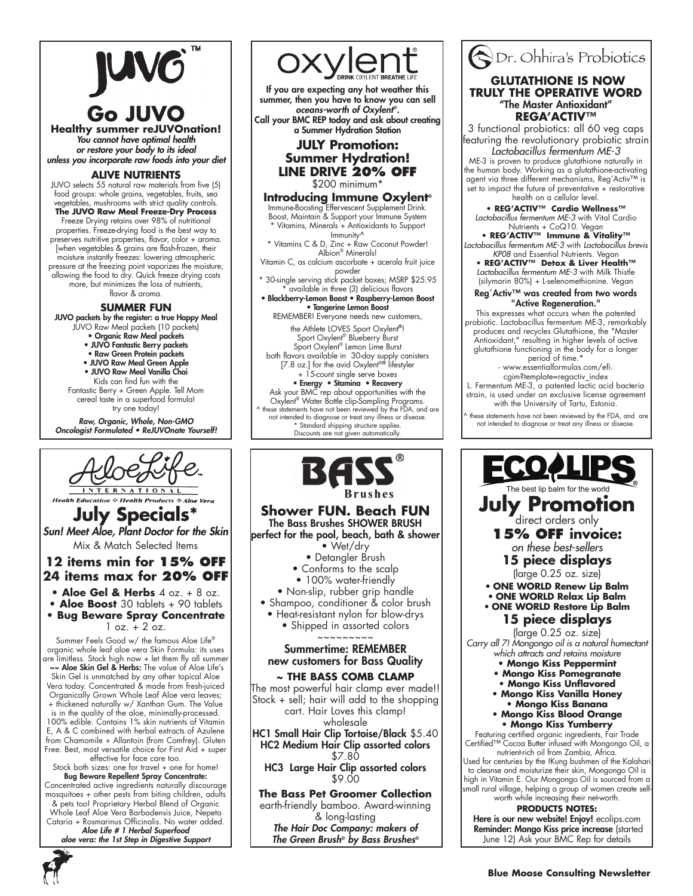# JUVO™

## Go JUVO

**Healthy summer reJUVOnation!**

***You cannot have optimal health or restore your body to its ideal unless you incorporate raw foods into your diet***

### ALIVE NUTRIENTS

JUVO selects 55 natural raw materials from five (5) food groups: whole grains, vegetables, fruits, sea vegetables, mushrooms with strict quality controls.

**The JUVO Raw Meal Freeze-Dry Process**

Freeze Drying retains over 98% of nutritional properties. Freeze-drying food is the best way to preserves nutritive properties, flavor, color + aroma. [when vegetables & grains are flash-frozen, their moisture instantly freezes: lowering atmospheric pressure at the freezing point vaporizes the moisture, allowing the food to dry. Quick freeze drying costs more, but minimizes the loss of nutrients, flavor & aroma.

### SUMMER FUN

**JUVO packets by the register: a true Happy Meal**

JUVO Raw Meal packets (10 packets)

- **Organic Raw Meal packets**
- **JUVO Fantastic Berry packets**
- **Raw Green Protein packets**
- **JUVO Raw Meal Green Apple**
- **JUVO Raw Meal Vanilla Chai**

Kids can find fun with the Fantastic Berry + Green Apple. Tell Mom cereal taste in a superfood formula! try one today!

***Raw, Organic, Whole, Non-GMO Oncologist Formulated • ReJUVOnate Yourself!***

---

# oxylent®

DRINK OXYLENT BREATHE LIFE

**If you are expecting any hot weather this summer, then you have to know you can sell *oceans-worth of Oxylent®*. Call your BMC REP today and ask about creating a Summer Hydration Station**

## JULY Promotion: Summer Hydration! LINE DRIVE 20% OFF

$200 minimum*

### Introducing Immune Oxylent®

Immune-Boosting Effervescent Supplement Drink. Boost, Maintain & Support your Immune System

\* Vitamins, Minerals + Antioxidants to Support Immunity^

\* Vitamins C & D, Zinc + Raw Coconut Powder! Albion® Minerals!

Vitamin C, as calcium ascorbate + acerola fruit juice powder

\* 30-single serving stick packet boxes; MSRP $25.95

\* available in three (3) delicious flavors

**• Blackberry-Lemon Boost • Raspberry-Lemon Boost • Tangerine Lemon Boost**

REMEMBER! Everyone needs new customers,

the Athlete LOVES Sport Oxylent®!
Sport Oxylent® Blueberry Burst
Sport Oxylent® Lemon Lime Burst
both flavors available in 30-day supply canisters [7.8 oz.] for the avid Oxylent®® lifestyler
+ 15-count single serve boxes

**• Energy • Stamina • Recovery**

Ask your BMC rep about opportunities with the Oxylent® Water Bottle clip-Sampling Programs.

^ these statements have not been reviewed by the FDA, and are not intended to diagnose or treat any illness or disease.

\* Standard shipping structure applies. Discounts are not given automatically.

---

# Dr. Ohhira's Probiotics

## GLUTATHIONE IS NOW TRULY THE OPERATIVE WORD

### "The Master Antioxidant" REGA'ACTIV™

3 functional probiotics: all 60 veg caps featuring the revolutionary probiotic strain *Lactobacillus fermentum ME-3*

ME-3 is proven to produce glutathione naturally in the human body. Working as a glutathione-activating agent via three different mechanisms, Reg'Activ™ is set to impact the future of preventative + restorative health on a cellular level.

- **REG'ACTIV™ Cardio Wellness™** *Lactobacillus fermentum ME-3* with Vital Cardio Nutrients + CoQ10. Vegan
- **REG'ACTIV™ Immune & Vitality™** *Lactobacillus fermentum ME-3* with *Lactobacillus brevis KP08* and Essential Nutrients. Vegan
- **REG'ACTIV™ Detox & Liver Health™** *Lactobacillus fermentum ME-3* with Milk Thistle (silymarin 80%) + L-selenomethionine. Vegan

**Reg´Activ™ was created from two words "Active Regeneration."**

This expresses what occurs when the patented probiotic. Lactobacillus fermentum ME-3, remarkably produces and recycles Glutathione, the "Master Antioxidant," resulting in higher levels of active glutathione functioning in the body for a longer period of time.*

- www.essentialformulas.com/efi.cgim?template=regactiv_index

L. Fermentum ME-3, a patented lactic acid bacteria strain, is used under an exclusive license agreement with the University of Tartu, Estonia.

^ these statements have not been reviewed by the FDA, and are not intended to diagnose or treat any illness or disease.

---

# AloeLife™ INTERNATIONAL

*Health Education ❖ Health Products ❖ Aloe Vera*

## July Specials*

*Sun! Meet Aloe, Plant Doctor for the Skin*

Mix & Match Selected Items

### 12 items min for 15% OFF
### 24 items max for 20% OFF

- **Aloe Gel & Herbs** 4 oz. + 8 oz.
- **Aloe Boost** 30 tablets + 90 tablets
- **Bug Beware Spray Concentrate** 1 oz. + 2 oz.

Summer Feels Good w/ the famous Aloe Life® organic whole leaf aloe vera Skin Formula: its uses are limitless. Stock high now + let them fly all summer

**~~ Aloe Skin Gel & Herbs:** The value of Aloe Life's Skin Gel is unmatched by any other topical Aloe Vera today. Concentrated & made from fresh-juiced Organically Grown Whole Leaf Aloe vera leaves; + thickened naturally w/ Xanthan Gum. The Value is in the quality of the aloe, minimally-processed. 100% edible. Contains 1% skin nutrients of Vitamin E, A & C combined with herbal extracts of Azulene from Chamomile + Allantoin (from Comfrey). Gluten Free. Best, most versatile choice for First Aid + super effective for face care too.

Stock both sizes: one for travel + one for home!

**Bug Beware Repellent Spray Concentrate:** Concentrated active ingredients naturally discourage mosquitoes + other pests from biting children, adults & pets too! Proprietary Herbal Blend of Organic Whole Leaf Aloe Vera Barbadensis Juice, Nepeta Cataria + Rosmarinus Officinalis. No water added.

***Aloe Life # 1 Herbal Superfood aloe vera: the 1st Step in Digestive Support***

---

# BASS® Brushes

## Shower FUN. Beach FUN

**The Bass Brushes SHOWER BRUSH perfect for the pool, beach, bath & shower**

- Wet/dry
- Detangler Brush
- Conforms to the scalp
- 100% water-friendly
- Non-slip, rubber grip handle
- Shampoo, conditioner & color brush
- Heat-resistant nylon for blow-drys
- Shipped in assorted colors

~~~~~~~~~

**Summertime: REMEMBER new customers for Bass Quality**

### ~ THE BASS COMB CLAMP

The most powerful hair clamp ever made!! Stock + sell; hair will add to the shopping cart. Hair Loves this clamp!

wholesale

**HC1 Small Hair Clip Tortoise/Black** $5.40
**HC2 Medium Hair Clip assorted colors** $7.80
**HC3 Large Hair Clip assorted colors** $9.00

**The Bass Pet Groomer Collection**

earth-friendly bamboo. Award-winning & long-lasting

***The Hair Doc Company: makers of The Green Brush® by Bass Brushes®***

---

# ECOLIPS®

The best lip balm for the world

## July Promotion

direct orders only

### 15% OFF invoice:

*on these best-sellers*

### 15 piece displays

(large 0.25 oz. size)

- **ONE WORLD Renew Lip Balm**
- **ONE WORLD Relax Lip Balm**
- **ONE WORLD Restore Lip Balm**

### 15 piece displays

(large 0.25 oz. size)

*Carry all 7! Mongongo oil is a natural humectant which attracts and retains moisture*

- **Mongo Kiss Peppermint**
- **Mongo Kiss Pomegranate**
- **Mongo Kiss Unflavored**
- **Mongo Kiss Vanilla Honey**
- **Mongo Kiss Banana**
- **Mongo Kiss Blood Orange**
- **Mongo Kiss Yumberry**

Featuring certified organic ingredients, Fair Trade Certified™ Cocoa Butter infused with Mongongo Oil, a nutrient-rich oil from Zambia, Africa.

Used for centuries by the !Kung bushmen of the Kalahari to cleanse and moisturize their skin, Mongongo Oil is high in Vitamin E. Our Mongongo Oil is sourced from a small rural village, helping a group of women create self-worth while increasing their net-worth.

**PRODUCTS NOTES:**

**Here is our new website! Enjoy!** ecolips.com

**Reminder: Mongo Kiss price increase** (started June 12) Ask your BMC Rep for details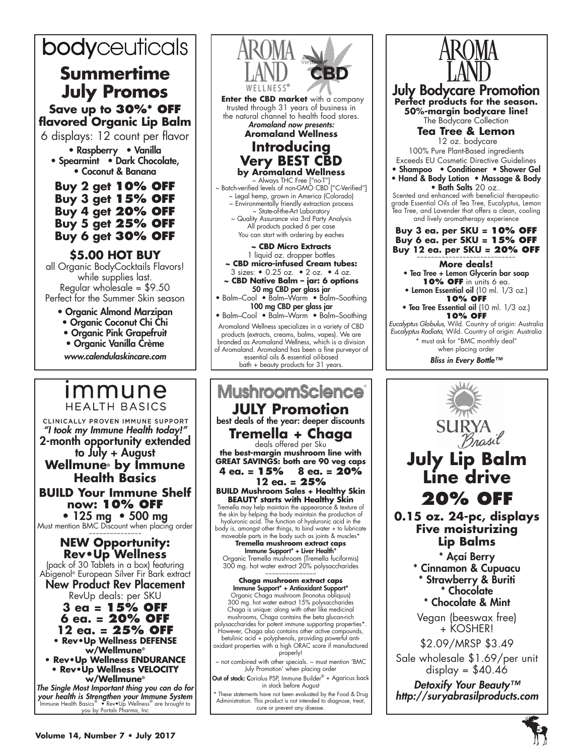# bodyceuticals

## Summertime July Promos

**Save up to 30%* OFF flavored Organic Lip Balm**

6 displays: 12 count per flavor

- Raspberry
- Vanilla
- Spearmint
- Dark Chocolate,
- Coconut & Banana

**Buy 2 get 10% OFF**
**Buy 3 get 15% OFF**
**Buy 4 get 20% OFF**
**Buy 5 get 25% OFF**
**Buy 6 get 30% OFF**

### $5.00 HOT BUY

all Organic BodyCocktails Flavors! while supplies last.
Regular wholesale = $9.50
Perfect for the Summer Skin season

- Organic Almond Marzipan
- Organic Coconut Chi Chi
- Organic Pink Grapefruit
- Organic Vanilla Crème

*www.calendulaskincare.com*

---

# AROMA LAND WELLNESS® — the Very Best CBD

**Enter the CBD market** with a company trusted through 31 years of business in the natural channel to health food stores.

*Aromaland now presents:*
**Aromaland Wellness**

## Introducing Very BEST CBD by Aromaland Wellness

~ Always THC Free ["no-T"]
~ Batch-verified levels of non-GMO CBD ["C-Verified"]
~ Legal hemp, grown in America (Colorado)
~ Environmentally friendly extraction process
~ State-of-the-Art Laboratory
~ Quality Assurance via 3rd Party Analysis
All products packed 6 per case
You can start with ordering by eaches

**~ CBD Micro Extracts**
1 liquid oz. dropper bottles

**~ CBD micro-infused Cream tubes:**
3 sizes: • 0.25 oz. • 2 oz. • 4 oz.

**~ CBD Native Balm – jar: 6 options**

**50 mg CBD per glass jar**
• Balm–Cool • Balm–Warm • Balm–Soothing

**100 mg CBD per glass jar**
• Balm–Cool • Balm–Warm • Balm–Soothing

Aromaland Wellness specializes in a variety of CBD products (extracts, creams, balms, vapes). We are branded as Aromaland Wellness, which is a division of Aromaland. Aromaland has been a fine purveyor of essential oils & essential oil-based bath + beauty products for 31 years.

---

# AROMA LAND

## July Bodycare Promotion

**Perfect products for the season.**
**50%-margin bodycare line!**
The Bodycare Collection

### Tea Tree & Lemon

12 oz. bodycare
100% Pure Plant-Based ingredients
Exceeds EU Cosmetic Directive Guidelines

- Shampoo
- Conditioner
- Shower Gel
- Hand & Body Lotion
- Massage & Body
- Bath Salts 20 oz..

Scented and enhanced with beneficial therapeutic-grade Essential Oils of Tea Tree, Eucalyptus, Lemon Tea Tree, and Lavender that offers a clean, cooling and lively aromatherapy experience

**Buy 3 ea. per SKU = 10% OFF**
**Buy 6 ea. per SKU = 15% OFF**
**Buy 12 ea. per SKU = 20% OFF**

**More deals!**

- **Tea Tree + Lemon Glycerin bar soap** **10% OFF** in units 6 ea.
- **Lemon Essential oil** (10 ml. 1/3 oz.) **10% OFF**
- **Tea Tree Essential oil** (10 ml. 1/3 oz.) **10% OFF**

*Eucalyptus Globulus*, Wild. Country of origin: Australia
*Eucalyptus Radiata*, Wild. Country of origin: Australia

* must ask for "BMC monthly deal" when placing order

*Bliss in Every Bottle™*

---

# immune HEALTH BASICS

CLINICALLY PROVEN IMMUNE SUPPORT

*"I took my Immune Health today!"*

2-month opportunity extended to July + August

## Wellmune® by Immune Health Basics

### BUILD Your Immune Shelf now: 10% OFF

• 125 mg • 500 mg

Must mention BMC Discount when placing order

### NEW Opportunity: Rev•Up Wellness

(pack of 30 Tablets in a box) featuring Abigenol® European Silver Fir Bark extract

New Product Rev Placement

RevUp deals: per SKU

**3 ea = 15% OFF**
**6 ea. = 20% OFF**
**12 ea. = 25% OFF**

- **Rev•Up Wellness DEFENSE w/Wellmune®**
- **Rev•Up Wellness ENDURANCE**
- **Rev•Up Wellness VELOCITY w/Wellmune®**

*The Single Most Important thing you can do for your health is Strengthen your Immune System*

Immune Health Basics® • Rev•Up Wellness® are brought to you by Portals Pharma, Inc

---

# MushroomScience®

## JULY Promotion

best deals of the year: deeper discounts

### Tremella + Chaga

deals offered per Sku

**the best-margin mushroom line with GREAT SAVINGS: both are 90 veg caps**

**4 ea. = 15%  8 ea. = 20%**
**12 ea. = 25%**

**BUILD Mushroom Sales + Healthy Skin BEAUTY starts with Healthy Skin**

Tremella may help maintain the appearance & texture of the skin by helping the body maintain the production of hyaluronic acid. The function of hyaluronic acid in the body is, amongst other things, to bind water + to lubricate moveable parts in the body such as joints & muscles*

**Tremella mushroom extract caps**
**Immune Support* + Liver Health***
Organic Tremella mushroom (Tremella fuciformis)
300 mg. hot water extract 20% polysaccharides

**Chaga mushroom extract caps**
**Immune Support* + Antioxidant Support***
Organic Chaga mushroom (Inonotus obliquus)
300 mg. hot water extract 15% polysaccharides
Chaga is unique: along with other like medicinal mushrooms, Chaga contains the beta glucan-rich polysaccharides for potent immune supporting properties*. However, Chaga also contains other active compounds, betulinic acid + polyphenols, providing powerful anti-oxidant properties with a high ORAC score if manufactured properly!

~ not combined with other specials. ~ must mention 'BMC July Promotion' when placing order

**Out of stock:** Coriolus PSP, Immune Builder® + Agaricus back in stock before August

* These statements have not been evaluated by the Food & Drug Administration. This product is not intended to diagnose, treat, cure or prevent any disease.

---

# SURYA Brasil

## July Lip Balm Line drive

## 20% OFF

**0.15 oz. 24-pc, displays**
**Five moisturizing Lip Balms**

* Açaí Berry
* Cinnamon & Cupuacu
* Strawberry & Buriti
* Chocolate
* Chocolate & Mint

Vegan (beeswax free) + KOSHER!

$2.09/MRSP $3.49

Sale wholesale $1.69/per unit
display = $40.46

*Detoxify Your Beauty™*
*http://suryabrasilproducts.com*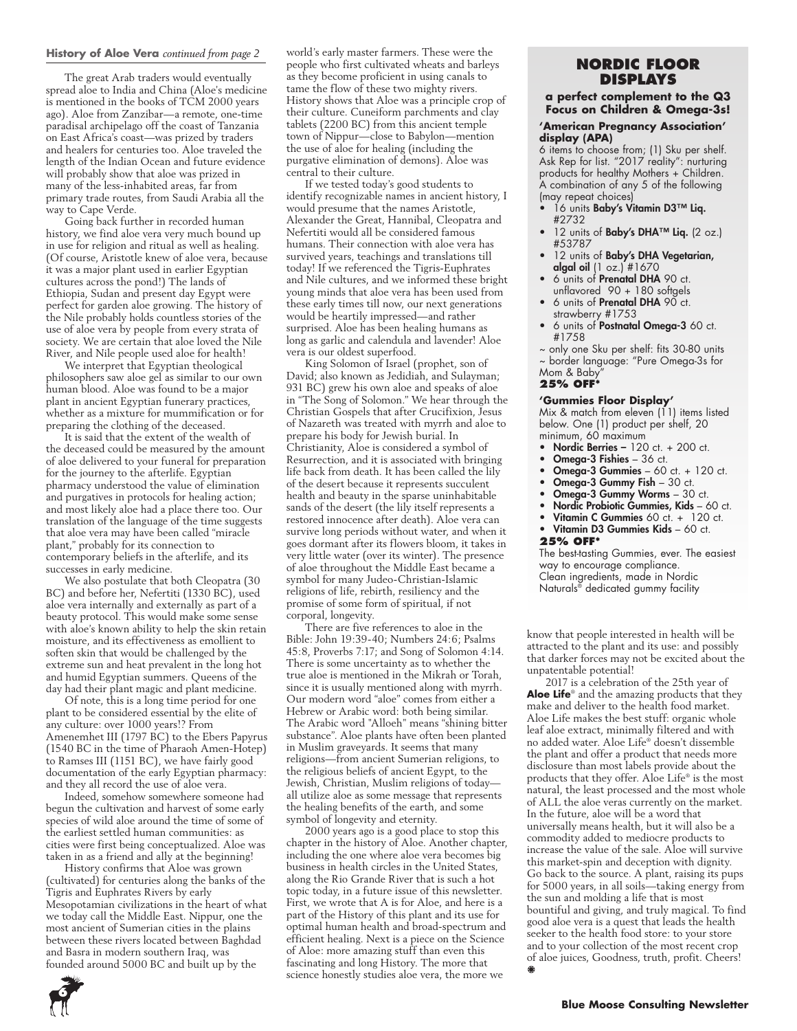**History of Aloe Vera** *continued from page 2*

The great Arab traders would eventually spread aloe to India and China (Aloe's medicine is mentioned in the books of TCM 2000 years ago). Aloe from Zanzibar—a remote, one-time paradisal archipelago off the coast of Tanzania on East Africa's coast—was prized by traders and healers for centuries too. Aloe traveled the length of the Indian Ocean and future evidence will probably show that aloe was prized in many of the less-inhabited areas, far from primary trade routes, from Saudi Arabia all the way to Cape Verde.

Going back further in recorded human history, we find aloe vera very much bound up in use for religion and ritual as well as healing. (Of course, Aristotle knew of aloe vera, because it was a major plant used in earlier Egyptian cultures across the pond!) The lands of Ethiopia, Sudan and present day Egypt were perfect for garden aloe growing. The history of the Nile probably holds countless stories of the use of aloe vera by people from every strata of society. We are certain that aloe loved the Nile River, and Nile people used aloe for health!

We interpret that Egyptian theological philosophers saw aloe gel as similar to our own human blood. Aloe was found to be a major plant in ancient Egyptian funerary practices, whether as a mixture for mummification or for preparing the clothing of the deceased.

It is said that the extent of the wealth of the deceased could be measured by the amount of aloe delivered to your funeral for preparation for the journey to the afterlife. Egyptian pharmacy understood the value of elimination and purgatives in protocols for healing action; and most likely aloe had a place there too. Our translation of the language of the time suggests that aloe vera may have been called "miracle plant," probably for its connection to contemporary beliefs in the afterlife, and its successes in early medicine.

We also postulate that both Cleopatra (30 BC) and before her, Nefertiti (1330 BC), used aloe vera internally and externally as part of a beauty protocol. This would make some sense with aloe's known ability to help the skin retain moisture, and its effectiveness as emollient to soften skin that would be challenged by the extreme sun and heat prevalent in the long hot and humid Egyptian summers. Queens of the day had their plant magic and plant medicine.

Of note, this is a long time period for one plant to be considered essential by the elite of any culture: over 1000 years!? From Amenemhet III (1797 BC) to the Ebers Papyrus (1540 BC in the time of Pharaoh Amen-Hotep) to Ramses III (1151 BC), we have fairly good documentation of the early Egyptian pharmacy: and they all record the use of aloe vera.

Indeed, somehow somewhere someone had begun the cultivation and harvest of some early species of wild aloe around the time of some of the earliest settled human communities: as cities were first being conceptualized. Aloe was taken in as a friend and ally at the beginning!

History confirms that Aloe was grown (cultivated) for centuries along the banks of the Tigris and Euphrates Rivers by early Mesopotamian civilizations in the heart of what we today call the Middle East. Nippur, one the most ancient of Sumerian cities in the plains between these rivers located between Baghdad and Basra in modern southern Iraq, was founded around 5000 BC and built up by the world's early master farmers. These were the people who first cultivated wheats and barleys as they become proficient in using canals to tame the flow of these two mighty rivers. History shows that Aloe was a principle crop of their culture. Cuneiform parchments and clay tablets (2200 BC) from this ancient temple town of Nippur—close to Babylon—mention the use of aloe for healing (including the purgative elimination of demons). Aloe was central to their culture.

If we tested today's good students to identify recognizable names in ancient history, I would presume that the names Aristotle, Alexander the Great, Hannibal, Cleopatra and Nefertiti would all be considered famous humans. Their connection with aloe vera has survived years, teachings and translations till today! If we referenced the Tigris-Euphrates and Nile cultures, and we informed these bright young minds that aloe vera has been used from these early times till now, our next generations would be heartily impressed—and rather surprised. Aloe has been healing humans as long as garlic and calendula and lavender! Aloe vera is our oldest superfood.

King Solomon of Israel (prophet, son of David; also known as Jedidiah, and Sulayman; 931 BC) grew his own aloe and speaks of aloe in "The Song of Solomon." We hear through the Christian Gospels that after Crucifixion, Jesus of Nazareth was treated with myrrh and aloe to prepare his body for Jewish burial. In Christianity, Aloe is considered a symbol of Resurrection, and it is associated with bringing life back from death. It has been called the lily of the desert because it represents succulent health and beauty in the sparse uninhabitable sands of the desert (the lily itself represents a restored innocence after death). Aloe vera can survive long periods without water, and when it goes dormant after its flowers bloom, it takes in very little water (over its winter). The presence of aloe throughout the Middle East became a symbol for many Judeo-Christian-Islamic religions of life, rebirth, resiliency and the promise of some form of spiritual, if not corporal, longevity.

There are five references to aloe in the Bible: John 19:39-40; Numbers 24:6; Psalms 45:8, Proverbs 7:17; and Song of Solomon 4:14. There is some uncertainty as to whether the true aloe is mentioned in the Mikrah or Torah, since it is usually mentioned along with myrrh. Our modern word "aloe" comes from either a Hebrew or Arabic word: both being similar. The Arabic word "Alloeh" means "shining bitter substance". Aloe plants have often been planted in Muslim graveyards. It seems that many religions—from ancient Sumerian religions, to the religious beliefs of ancient Egypt, to the Jewish, Christian, Muslim religions of today—all utilize aloe as some message that represents the healing benefits of the earth, and some symbol of longevity and eternity.

2000 years ago is a good place to stop this chapter in the history of Aloe. Another chapter, including the one where aloe vera becomes big business in health circles in the United States, along the Rio Grande River that is such a hot topic today, in a future issue of this newsletter. First, we wrote that A is for Aloe, and here is a part of the History of this plant and its use for optimal human health and broad-spectrum and efficient healing. Next is a piece on the Science of Aloe: more amazing stuff than even this fascinating and long History. The more that science honestly studies aloe vera, the more we know that people interested in health will be attracted to the plant and its use: and possibly that darker forces may not be excited about the unpatentable potential!

2017 is a celebration of the 25th year of **Aloe Life**® and the amazing products that they make and deliver to the health food market. Aloe Life makes the best stuff: organic whole leaf aloe extract, minimally filtered and with no added water. Aloe Life® doesn't dissemble the plant and offer a product that needs more disclosure than most labels provide about the products that they offer. Aloe Life® is the most natural, the least processed and the most whole of ALL the aloe veras currently on the market. In the future, aloe will be a word that universally means health, but it will also be a commodity added to mediocre products to increase the value of the sale. Aloe will survive this market-spin and deception with dignity. Go back to the source. A plant, raising its pups for 5000 years, in all soils—taking energy from the sun and molding a life that is most bountiful and giving, and truly magical. To find good aloe vera is a quest that leads the health seeker to the health food store: to your store and to your collection of the most recent crop of aloe juices, Goodness, truth, profit. Cheers!

## NORDIC FLOOR DISPLAYS

**a perfect complement to the Q3 Focus on Children & Omega-3s!**

**'American Pregnancy Association' display (APA)**

6 items to choose from; (1) Sku per shelf. Ask Rep for list. "2017 reality": nurturing products for healthy Mothers + Children. A combination of any 5 of the following (may repeat choices)

- 16 units **Baby's Vitamin D3™ Liq.** #2732
- 12 units of **Baby's DHA™ Liq.** (2 oz.) #53787
- 12 units of **Baby's DHA Vegetarian, algal oil** (1 oz.) #1670
- 6 units of **Prenatal DHA** 90 ct. unflavored 90 + 180 softgels
- 6 units of **Prenatal DHA** 90 ct. strawberry #1753
- 6 units of **Postnatal Omega-3** 60 ct. #1758

~ only one Sku per shelf: fits 30-80 units
~ border language: "Pure Omega-3s for Mom & Baby"

**25% OFF***

**'Gummies Floor Display'**

Mix & match from eleven (11) items listed below. One (1) product per shelf, 20 minimum, 60 maximum

- **Nordic Berries –** 120 ct. + 200 ct.
- **Omega-3 Fishies** – 36 ct.
- **Omega-3 Gummies** – 60 ct. + 120 ct.
- **Omega-3 Gummy Fish** – 30 ct.
- **Omega-3 Gummy Worms** – 30 ct.
- **Nordic Probiotic Gummies, Kids** – 60 ct.
- **Vitamin C Gummies** 60 ct. + 120 ct.
- **Vitamin D3 Gummies Kids** – 60 ct.

**25% OFF***

The best-tasting Gummies, ever. The easiest way to encourage compliance. Clean ingredients, made in Nordic Naturals® dedicated gummy facility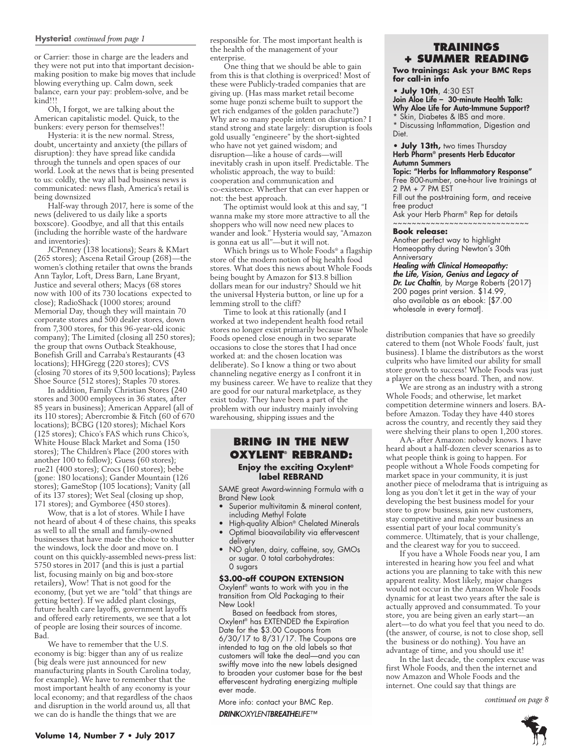**Hysteria!** *continued from page 1*

or Carrier: those in charge are the leaders and they were not put into that important decision-making position to make big moves that include blowing everything up. Calm down, seek balance, earn your pay: problem-solve, and be kind!!!

Oh, I forgot, we are talking about the American capitalistic model. Quick, to the bunkers: every person for themselves!!

Hysteria: it is the new normal. Stress, doubt, uncertainty and anxiety (the pillars of disruption): they have spread like candida through the tunnels and open spaces of our world. Look at the news that is being presented to us: coldly, the way all bad business news is communicated: news flash, America's retail is being downsized

Half-way through 2017, here is some of the news (delivered to us daily like a sports boxscore). Goodbye, and all that this entails (including the horrible waste of the hardware and inventories):

JCPenney (138 locations); Sears & KMart (265 stores); Ascena Retail Group (268)—the women's clothing retailer that owns the brands Ann Taylor, Loft, Dress Barn, Lane Bryant, Justice and several others; Macys (68 stores now with 100 of its 730 locations expected to close); RadioShack (1000 stores; around Memorial Day, though they will maintain 70 corporate stores and 500 dealer stores, down from 7,300 stores, for this 96-year-old iconic company); The Limited (closing all 250 stores); the group that owns Outback Steakhouse, Bonefish Grill and Carraba's Restaurants (43 locations); HHGregg (220 stores); CVS (closing 70 stores of its 9,500 locations); Payless Shoe Source (512 stores); Staples 70 stores.

In addition, Family Christian Stores (240 stores and 3000 employees in 36 states, after 85 years in business); American Apparel (all of its 110 stores); Abercrombie & Fitch (60 of 670 locations); BCBG (120 stores); Michael Kors (125 stores); Chico's FAS which runs Chico's, White House Black Market and Soma (150 stores); The Children's Place (200 stores with another 100 to follow); Guess (60 stores); rue21 (400 stores); Crocs (160 stores); bebe (gone: 180 locations); Gander Mountain (126 stores); GameStop (105 locations); Vanity (all of its 137 stores); Wet Seal (closing up shop, 171 stores); and Gymboree (450 stores).

Wow, that is a lot of stores. While I have not heard of about 4 of these chains, this speaks as well to all the small and family-owned businesses that have made the choice to shutter the windows, lock the door and move on. I count on this quickly-assembled news-press list: 5750 stores in 2017 (and this is just a partial list, focusing mainly on big and box-store retailers), Wow! That is not good for the economy, (but yet we are "told" that things are getting better). If we added plant closings, future health care layoffs, government layoffs and offered early retirements, we see that a lot of people are losing their sources of income. Bad.

We have to remember that the U.S. economy is big: bigger than any of us realize (big deals were just announced for new manufacturing plants in South Carolina today, for example). We have to remember that the most important health of any economy is your local economy; and that regardless of the chaos and disruption in the world around us, all that we can do is handle the things that we are responsible for. The most important health is the health of the management of your enterprise.

One thing that we should be able to gain from this is that clothing is overpriced! Most of these were Publicly-traded companies that are giving up. (Has mass market retail become some huge ponzi scheme built to support the get rich endgames of the golden parachute?) Why are so many people intent on disruption? I stand strong and state largely: disruption is fools gold usually "engineere" by the short-sighted who have not yet gained wisdom; and disruption—like a house of cards—will inevitably crash in upon itself. Predictable. The wholistic approach, the way to build: cooperation and communication and co-existence. Whether that can ever happen or not: the best approach.

The optimist would look at this and say, "I wanna make my store more attractive to all the shoppers who will now need new places to wander and look." Hysteria would say, "Amazon is gonna eat us all"—but it will not.

Which brings us to Whole Foods® a flagship store of the modern notion of big health food stores. What does this news about Whole Foods being bought by Amazon for $13.8 billion dollars mean for our industry? Should we hit the universal Hysteria button, or line up for a lemming stroll to the cliff?

Time to look at this rationally (and I worked at two independent health food retail stores no longer exist primarily because Whole Foods opened close enough in two separate occasions to close the stores that I had once worked at: and the chosen location was deliberate). So I know a thing or two about channeling negative energy as I confront it in my business career. We have to realize that they are good for our natural marketplace, as they exist today. They have been a part of the problem with our industry mainly involving warehousing, shipping issues and the distribution companies that have so greedily catered to them (not Whole Foods' fault, just business). I blame the distributors as the worst culprits who have limited our ability for small store growth to success! Whole Foods was just a player on the chess board. Then, and now.

We are strong as an industry with a strong Whole Foods; and otherwise, let market competition determine winners and losers. BA- before Amazon. Today they have 440 stores across the country, and recently they said they were shelving their plans to open 1,200 stores.

AA- after Amazon: nobody knows. I have heard about a half-dozen clever scenarios as to what people think is going to happen. For people without a Whole Foods competing for market space in your community, it is just another piece of melodrama that is intriguing as long as you don't let it get in the way of your developing the best business model for your store to grow business, gain new customers, stay competitive and make your business an essential part of your local community's commerce. Ultimately, that is your challenge, and the clearest way for you to succeed.

If you have a Whole Foods near you, I am interested in hearing how you feel and what actions you are planning to take with this new apparent reality. Most likely, major changes would not occur in the Amazon Whole Foods dynamic for at least two years after the sale is actually approved and consummated. To your store, you are being given an early start—an alert—to do what you feel that you need to do. (the answer, of course, is not to close shop, sell the business or do nothing). You have an advantage of time, and you should use it!

In the last decade, the complex excuse was first Whole Foods, and then the internet and now Amazon and Whole Foods and the internet. One could say that things are

*continued on page 8*

## BRING IN THE NEW OXYLENT® REBRAND:

**Enjoy the exciting Oxylent® label REBRAND**

SAME great Award-winning Formula with a Brand New Look

- Superior multivitamin & mineral content, including Methyl Folate
- High-quality Albion® Chelated Minerals
- Optimal bioavailability via effervescent delivery
- NO gluten, dairy, caffeine, soy, GMOs or sugar. 0 total carbohydrates: 0 sugars

**$3.00-off COUPON EXTENSION**

Oxylent® wants to work with you in the transition from Old Packaging to their New Look!

Based on feedback from stores, Oxylent® has EXTENDED the Expiration Date for the $3.00 Coupons from 6/30/17 to 8/31/17. The Coupons are intended to tag on the old labels so that customers will take the deal—and you can swiftly move into the new labels designed to broaden your customer base for the best effervescent hydrating energizing multiple ever made.

More info: contact your BMC Rep.

***DRINK**OXYLENT**BREATHE**LIFE™*

## TRAININGS + SUMMER READING

**Two trainings: Ask your BMC Reps for call-in info**

• **July 10th**, 4:30 EST
**Join Aloe Life – 30-minute Health Talk: Why Aloe Life for Auto-Immune Support?**
* Skin, Diabetes & IBS and more.
* Discussing Inflammation, Digestion and Diet.

• **July 13th,** two times Thursday
**Herb Pharm® presents Herb Educator Autumn Summers**
**Topic: "Herbs for Inflammatory Response"**
Free 800-number, one-hour live trainings at 2 PM + 7 PM EST
Fill out the post-training form, and receive free product
Ask your Herb Pharm® Rep for details

~~~~~~~~~~~~~~~~~~~~~~~~~~~~~~

**Book release:**
Another perfect way to highlight Homeopathy during Newton's 30th Anniversary
***Healing with Clinical Homeopathy: the Life, Vision, Genius and Legacy of Dr. Luc Chaltin***, by Marge Roberts {2017} 200 pages print version. $14.99, also available as an ebook: [$7.00 wholesale in every format].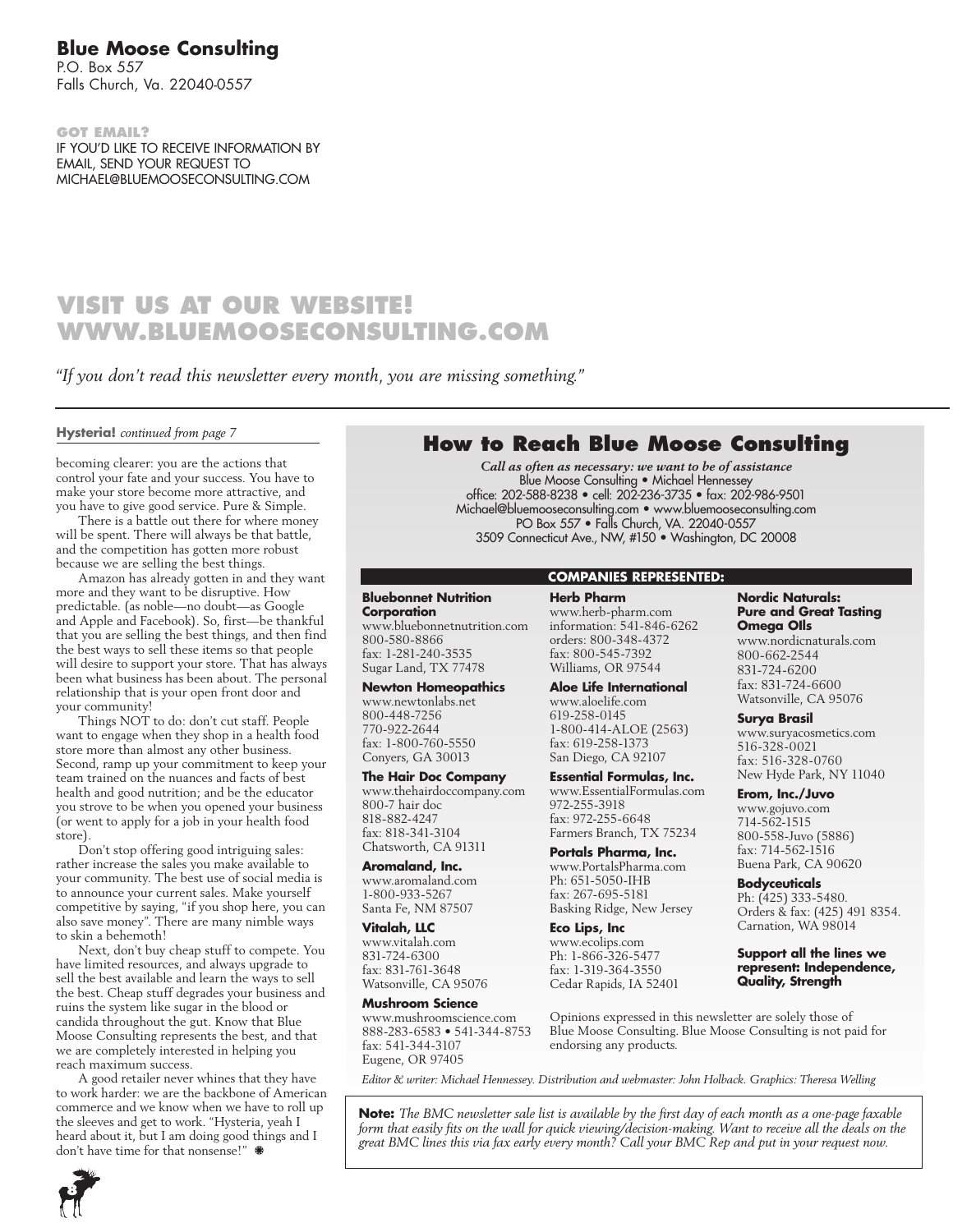## Blue Moose Consulting

P.O. Box 557
Falls Church, Va. 22040-0557

**GOT EMAIL?**
IF YOU'D LIKE TO RECEIVE INFORMATION BY EMAIL, SEND YOUR REQUEST TO MICHAEL@BLUEMOOSECONSULTING.COM

## VISIT US AT OUR WEBSITE! WWW.BLUEMOOSECONSULTING.COM

*"If you don't read this newsletter every month, you are missing something."*

**Hysteria!** *continued from page 7*

becoming clearer: you are the actions that control your fate and your success. You have to make your store become more attractive, and you have to give good service. Pure & Simple.

There is a battle out there for where money will be spent. There will always be that battle, and the competition has gotten more robust because we are selling the best things.

Amazon has already gotten in and they want more and they want to be disruptive. How predictable. (as noble—no doubt—as Google and Apple and Facebook). So, first—be thankful that you are selling the best things, and then find the best ways to sell these items so that people will desire to support your store. That has always been what business has been about. The personal relationship that is your open front door and your community!

Things NOT to do: don't cut staff. People want to engage when they shop in a health food store more than almost any other business. Second, ramp up your commitment to keep your team trained on the nuances and facts of best health and good nutrition; and be the educator you strove to be when you opened your business (or went to apply for a job in your health food store).

Don't stop offering good intriguing sales: rather increase the sales you make available to your community. The best use of social media is to announce your current sales. Make yourself competitive by saying, "if you shop here, you can also save money". There are many nimble ways to skin a behemoth!

Next, don't buy cheap stuff to compete. You have limited resources, and always upgrade to sell the best available and learn the ways to sell the best. Cheap stuff degrades your business and ruins the system like sugar in the blood or candida throughout the gut. Know that Blue Moose Consulting represents the best, and that we are completely interested in helping you reach maximum success.

A good retailer never whines that they have to work harder: we are the backbone of American commerce and we know when we have to roll up the sleeves and get to work. "Hysteria, yeah I heard about it, but I am doing good things and I don't have time for that nonsense!" ❋

## How to Reach Blue Moose Consulting

***Call as often as necessary: we want to be of assistance***
Blue Moose Consulting • Michael Hennessey
office: 202-588-8238 • cell: 202-236-3735 • fax: 202-986-9501
Michael@bluemooseconsulting.com • www.bluemooseconsulting.com
PO Box 557 • Falls Church, VA. 22040-0557
3509 Connecticut Ave., NW, #150 • Washington, DC 20008

### COMPANIES REPRESENTED:

**Bluebonnet Nutrition Corporation**
www.bluebonnetnutrition.com
800-580-8866
fax: 1-281-240-3535
Sugar Land, TX 77478

**Newton Homeopathics**
www.newtonlabs.net
800-448-7256
770-922-2644
fax: 1-800-760-5550
Conyers, GA 30013

**The Hair Doc Company**
www.thehairdoccompany.com
800-7 hair doc
818-882-4247
fax: 818-341-3104
Chatsworth, CA 91311

**Aromaland, Inc.**
www.aromaland.com
1-800-933-5267
Santa Fe, NM 87507

**Vitalah, LLC**
www.vitalah.com
831-724-6300
fax: 831-761-3648
Watsonville, CA 95076

**Mushroom Science**
www.mushroomscience.com
888-283-6583 • 541-344-8753
fax: 541-344-3107
Eugene, OR 97405

**Herb Pharm**
www.herb-pharm.com
information: 541-846-6262
orders: 800-348-4372
fax: 800-545-7392
Williams, OR 97544

**Aloe Life International**
www.aloelife.com
619-258-0145
1-800-414-ALOE (2563)
fax: 619-258-1373
San Diego, CA 92107

**Essential Formulas, Inc.**
www.EssentialFormulas.com
972-255-3918
fax: 972-255-6648
Farmers Branch, TX 75234

**Portals Pharma, Inc.**
www.PortalsPharma.com
Ph: 651-5050-IHB
fax: 267-695-5181
Basking Ridge, New Jersey

**Eco Lips, Inc**
www.ecolips.com
Ph: 1-866-326-5477
fax: 1-319-364-3550
Cedar Rapids, IA 52401

**Nordic Naturals: Pure and Great Tasting Omega Oils**
www.nordicnaturals.com
800-662-2544
831-724-6200
fax: 831-724-6600
Watsonville, CA 95076

**Surya Brasil**
www.suryacosmetics.com
516-328-0021
fax: 516-328-0760
New Hyde Park, NY 11040

**Erom, Inc./Juvo**
www.gojuvo.com
714-562-1515
800-558-Juvo (5886)
fax: 714-562-1516
Buena Park, CA 90620

**Bodyceuticals**
Ph: (425) 333-5480.
Orders & fax: (425) 491 8354.
Carnation, WA 98014

**Support all the lines we represent: Independence, Quality, Strength**

Opinions expressed in this newsletter are solely those of Blue Moose Consulting. Blue Moose Consulting is not paid for endorsing any products.

*Editor & writer: Michael Hennessey. Distribution and webmaster: John Holback. Graphics: Theresa Welling*

**Note:** *The BMC newsletter sale list is available by the first day of each month as a one-page faxable form that easily fits on the wall for quick viewing/decision-making. Want to receive all the deals on the great BMC lines this via fax early every month? Call your BMC Rep and put in your request now.*